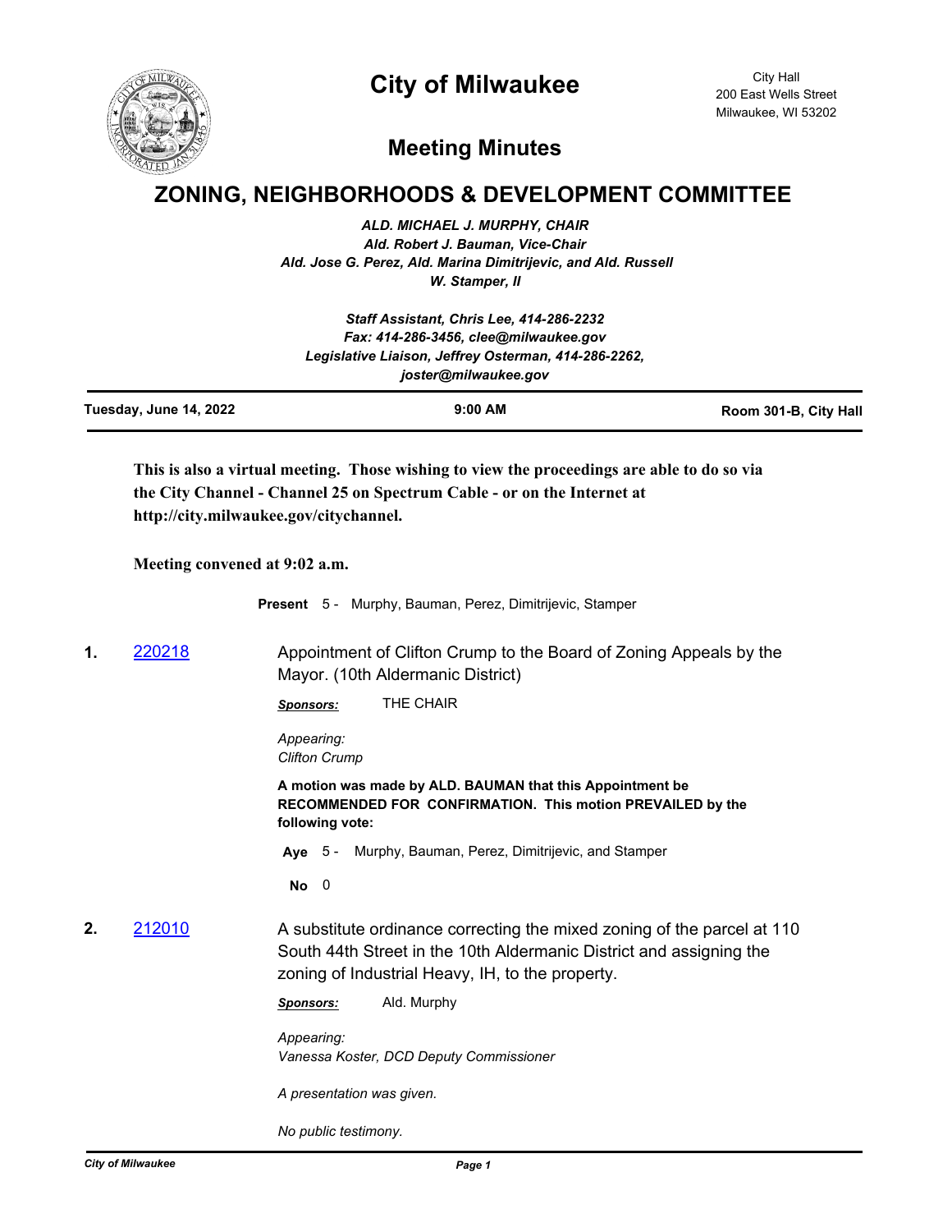# City of Milwaukee

City Hall
200 East Wells Street
Milwaukee, WI 53202

## Meeting Minutes

# ZONING, NEIGHBORHOODS & DEVELOPMENT COMMITTEE

***ALD. MICHAEL J. MURPHY, CHAIR***
***Ald. Robert J. Bauman, Vice-Chair***
***Ald. Jose G. Perez, Ald. Marina Dimitrijevic, and Ald. Russell W. Stamper, II***

***Staff Assistant, Chris Lee, 414-286-2232***
***Fax: 414-286-3456, clee@milwaukee.gov***
***Legislative Liaison, Jeffrey Osterman, 414-286-2262, joster@milwaukee.gov***

| Tuesday, June 14, 2022 | 9:00 AM | Room 301-B, City Hall |
|---|---|---|

**This is also a virtual meeting. Those wishing to view the proceedings are able to do so via the City Channel - Channel 25 on Spectrum Cable - or on the Internet at http://city.milwaukee.gov/citychannel.**

**Meeting convened at 9:02 a.m.**

**Present** 5 - Murphy, Bauman, Perez, Dimitrijevic, Stamper

**1.** 220218 Appointment of Clifton Crump to the Board of Zoning Appeals by the Mayor. (10th Aldermanic District)

***Sponsors:*** THE CHAIR

*Appearing:*
*Clifton Crump*

**A motion was made by ALD. BAUMAN that this Appointment be RECOMMENDED FOR CONFIRMATION. This motion PREVAILED by the following vote:**

**Aye** 5 - Murphy, Bauman, Perez, Dimitrijevic, and Stamper

**No** 0

**2.** 212010 A substitute ordinance correcting the mixed zoning of the parcel at 110 South 44th Street in the 10th Aldermanic District and assigning the zoning of Industrial Heavy, IH, to the property.

***Sponsors:*** Ald. Murphy

*Appearing:*
*Vanessa Koster, DCD Deputy Commissioner*

*A presentation was given.*

*No public testimony.*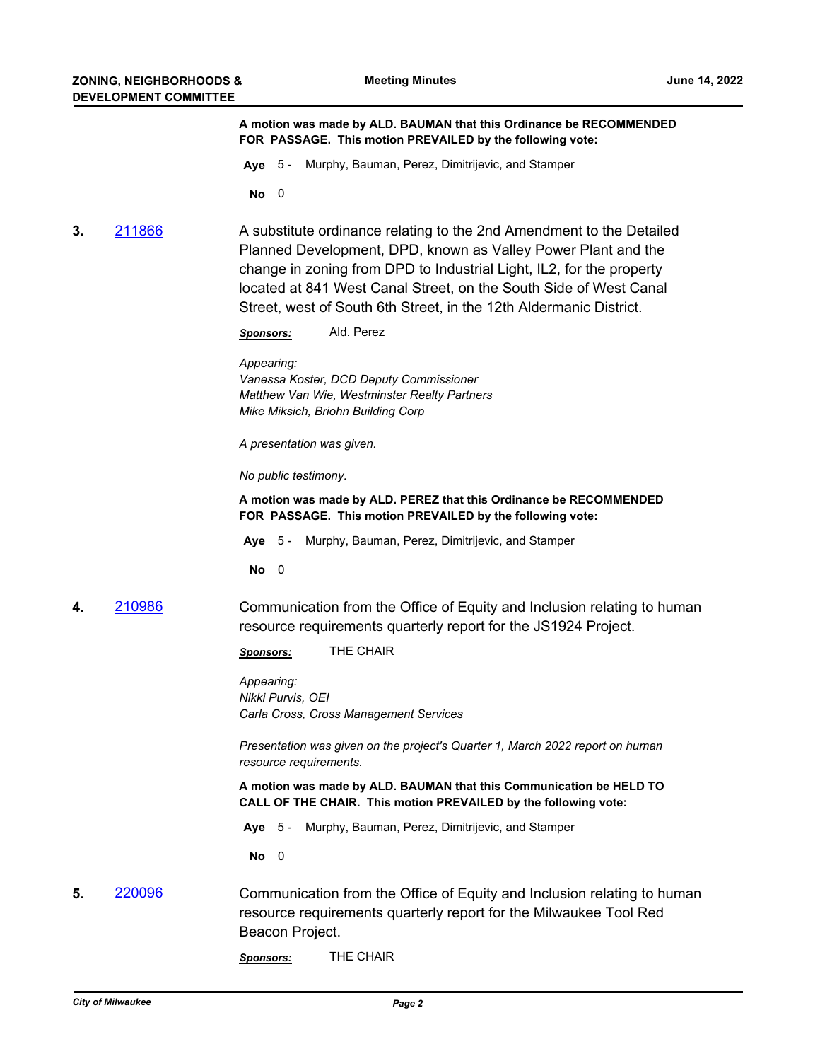**A motion was made by ALD. BAUMAN that this Ordinance be RECOMMENDED FOR PASSAGE. This motion PREVAILED by the following vote:**

**Aye** 5 - Murphy, Bauman, Perez, Dimitrijevic, and Stamper

**No** 0

**3.** 211866 A substitute ordinance relating to the 2nd Amendment to the Detailed Planned Development, DPD, known as Valley Power Plant and the change in zoning from DPD to Industrial Light, IL2, for the property located at 841 West Canal Street, on the South Side of West Canal Street, west of South 6th Street, in the 12th Aldermanic District.

***Sponsors:*** Ald. Perez

*Appearing:*
*Vanessa Koster, DCD Deputy Commissioner*
*Matthew Van Wie, Westminster Realty Partners*
*Mike Miksich, Briohn Building Corp*

*A presentation was given.*

*No public testimony.*

**A motion was made by ALD. PEREZ that this Ordinance be RECOMMENDED FOR PASSAGE. This motion PREVAILED by the following vote:**

**Aye** 5 - Murphy, Bauman, Perez, Dimitrijevic, and Stamper

**No** 0

**4.** 210986 Communication from the Office of Equity and Inclusion relating to human resource requirements quarterly report for the JS1924 Project.

***Sponsors:*** THE CHAIR

*Appearing:*
*Nikki Purvis, OEI*
*Carla Cross, Cross Management Services*

*Presentation was given on the project's Quarter 1, March 2022 report on human resource requirements.*

**A motion was made by ALD. BAUMAN that this Communication be HELD TO CALL OF THE CHAIR. This motion PREVAILED by the following vote:**

**Aye** 5 - Murphy, Bauman, Perez, Dimitrijevic, and Stamper

**No** 0

**5.** 220096 Communication from the Office of Equity and Inclusion relating to human resource requirements quarterly report for the Milwaukee Tool Red Beacon Project.

***Sponsors:*** THE CHAIR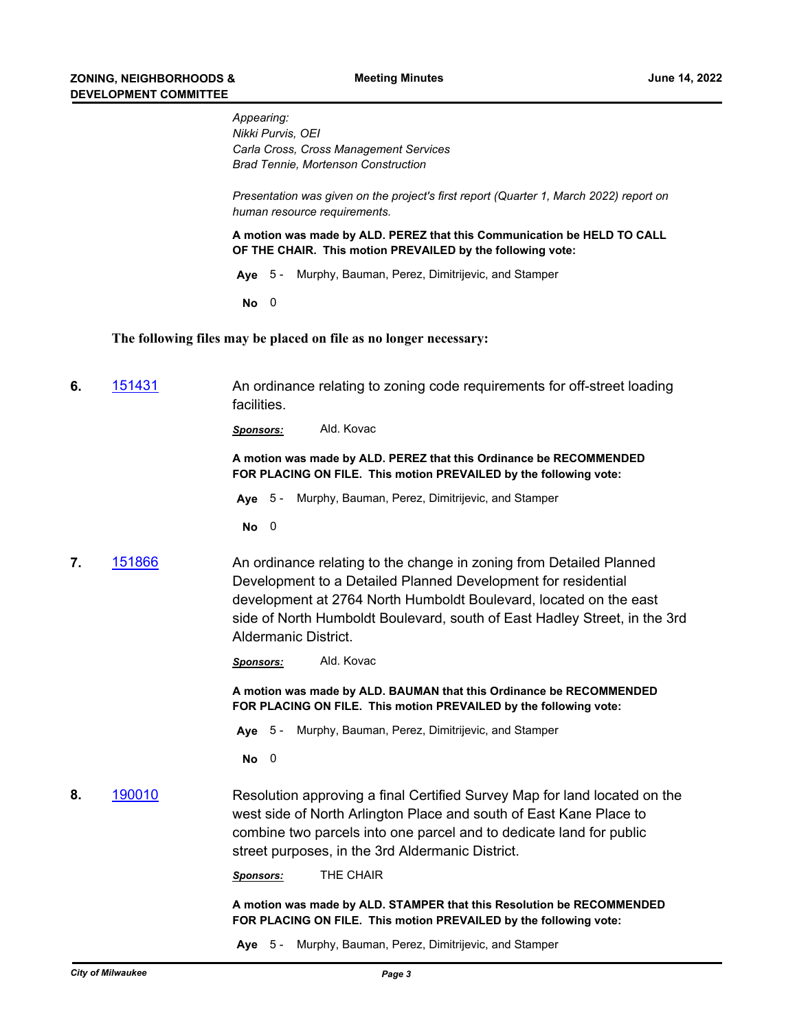*Appearing:*
*Nikki Purvis, OEI*
*Carla Cross, Cross Management Services*
*Brad Tennie, Mortenson Construction*

*Presentation was given on the project's first report (Quarter 1, March 2022) report on human resource requirements.*

**A motion was made by ALD. PEREZ that this Communication be HELD TO CALL OF THE CHAIR. This motion PREVAILED by the following vote:**

**Aye** 5 - Murphy, Bauman, Perez, Dimitrijevic, and Stamper

**No** 0

**The following files may be placed on file as no longer necessary:**

**6.** 151431

An ordinance relating to zoning code requirements for off-street loading facilities.

***Sponsors:*** Ald. Kovac

**A motion was made by ALD. PEREZ that this Ordinance be RECOMMENDED FOR PLACING ON FILE. This motion PREVAILED by the following vote:**

**Aye** 5 - Murphy, Bauman, Perez, Dimitrijevic, and Stamper

**No** 0

**7.** 151866

An ordinance relating to the change in zoning from Detailed Planned Development to a Detailed Planned Development for residential development at 2764 North Humboldt Boulevard, located on the east side of North Humboldt Boulevard, south of East Hadley Street, in the 3rd Aldermanic District.

***Sponsors:*** Ald. Kovac

**A motion was made by ALD. BAUMAN that this Ordinance be RECOMMENDED FOR PLACING ON FILE. This motion PREVAILED by the following vote:**

**Aye** 5 - Murphy, Bauman, Perez, Dimitrijevic, and Stamper

**No** 0

**8.** 190010

Resolution approving a final Certified Survey Map for land located on the west side of North Arlington Place and south of East Kane Place to combine two parcels into one parcel and to dedicate land for public street purposes, in the 3rd Aldermanic District.

***Sponsors:*** THE CHAIR

**A motion was made by ALD. STAMPER that this Resolution be RECOMMENDED FOR PLACING ON FILE. This motion PREVAILED by the following vote:**

**Aye** 5 - Murphy, Bauman, Perez, Dimitrijevic, and Stamper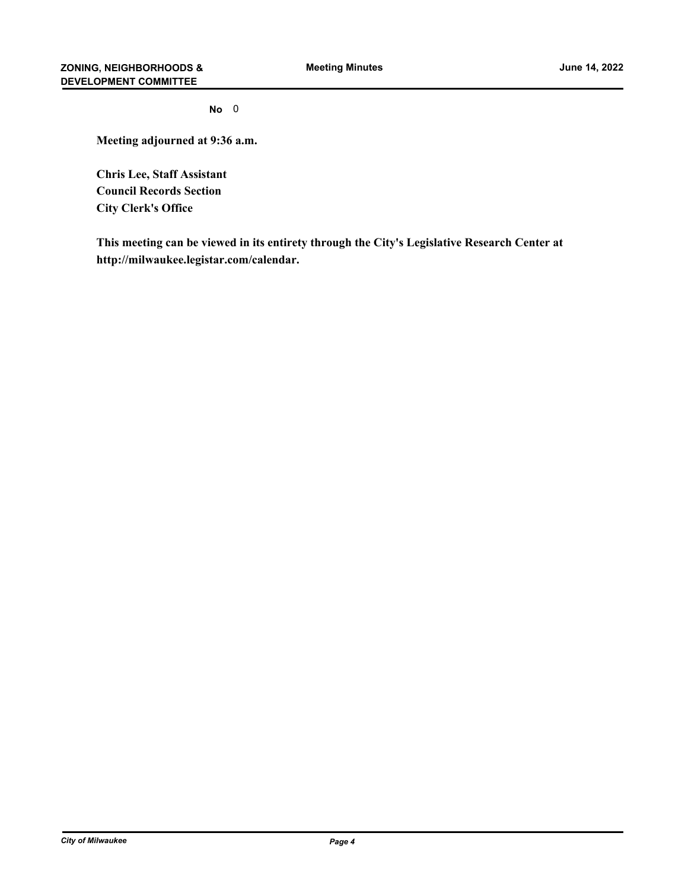**No** 0

**Meeting adjourned at 9:36 a.m.**

**Chris Lee, Staff Assistant**
**Council Records Section**
**City Clerk's Office**

**This meeting can be viewed in its entirety through the City's Legislative Research Center at http://milwaukee.legistar.com/calendar.**